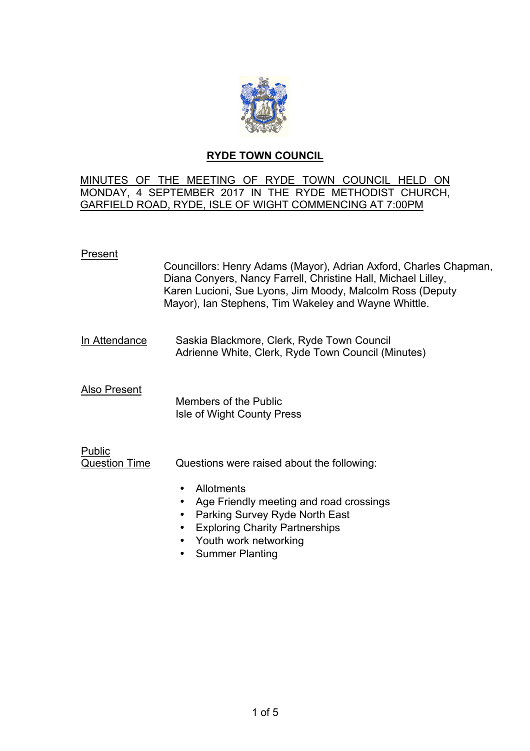# RYDE TOWN COUNCIL

MINUTES OF THE MEETING OF RYDE TOWN COUNCIL HELD ON MONDAY, 4 SEPTEMBER 2017 IN THE RYDE METHODIST CHURCH, GARFIELD ROAD, RYDE, ISLE OF WIGHT COMMENCING AT 7:00PM

**Present**

Councillors: Henry Adams (Mayor), Adrian Axford, Charles Chapman, Diana Conyers, Nancy Farrell, Christine Hall, Michael Lilley, Karen Lucioni, Sue Lyons, Jim Moody, Malcolm Ross (Deputy Mayor), Ian Stephens, Tim Wakeley and Wayne Whittle.

**In Attendance**

Saskia Blackmore, Clerk, Ryde Town Council
Adrienne White, Clerk, Ryde Town Council (Minutes)

**Also Present**

Members of the Public
Isle of Wight County Press

**Public Question Time**

Questions were raised about the following:

- Allotments
- Age Friendly meeting and road crossings
- Parking Survey Ryde North East
- Exploring Charity Partnerships
- Youth work networking
- Summer Planting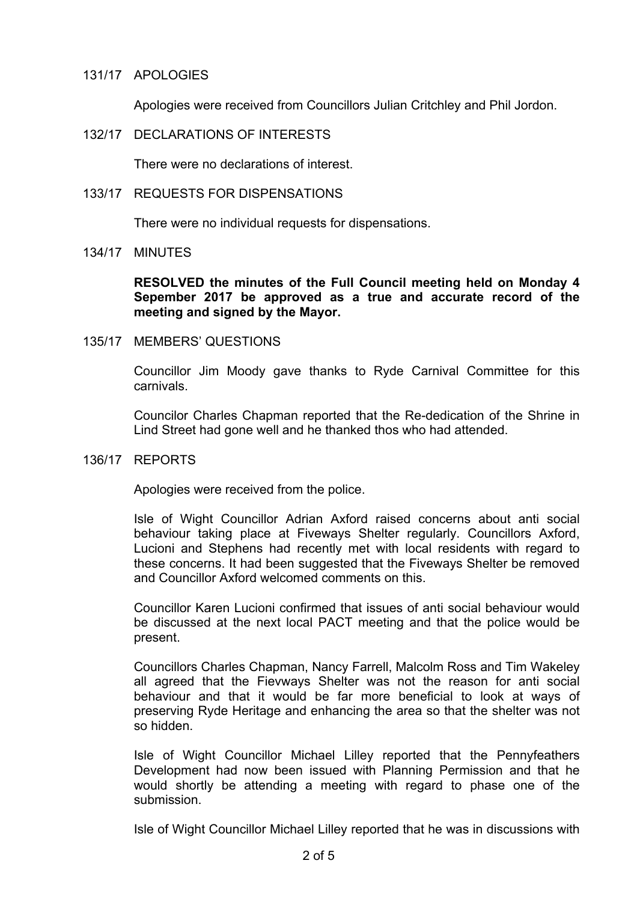131/17 APOLOGIES

Apologies were received from Councillors Julian Critchley and Phil Jordon.

132/17 DECLARATIONS OF INTERESTS

There were no declarations of interest.

133/17 REQUESTS FOR DISPENSATIONS

There were no individual requests for dispensations.

134/17 MINUTES

**RESOLVED the minutes of the Full Council meeting held on Monday 4 Sepember 2017 be approved as a true and accurate record of the meeting and signed by the Mayor.**

135/17 MEMBERS' QUESTIONS

Councillor Jim Moody gave thanks to Ryde Carnival Committee for this carnivals.

Councilor Charles Chapman reported that the Re-dedication of the Shrine in Lind Street had gone well and he thanked thos who had attended.

136/17 REPORTS

Apologies were received from the police.

Isle of Wight Councillor Adrian Axford raised concerns about anti social behaviour taking place at Fiveways Shelter regularly. Councillors Axford, Lucioni and Stephens had recently met with local residents with regard to these concerns. It had been suggested that the Fiveways Shelter be removed and Councillor Axford welcomed comments on this.

Councillor Karen Lucioni confirmed that issues of anti social behaviour would be discussed at the next local PACT meeting and that the police would be present.

Councillors Charles Chapman, Nancy Farrell, Malcolm Ross and Tim Wakeley all agreed that the Fievways Shelter was not the reason for anti social behaviour and that it would be far more beneficial to look at ways of preserving Ryde Heritage and enhancing the area so that the shelter was not so hidden.

Isle of Wight Councillor Michael Lilley reported that the Pennyfeathers Development had now been issued with Planning Permission and that he would shortly be attending a meeting with regard to phase one of the submission.

Isle of Wight Councillor Michael Lilley reported that he was in discussions with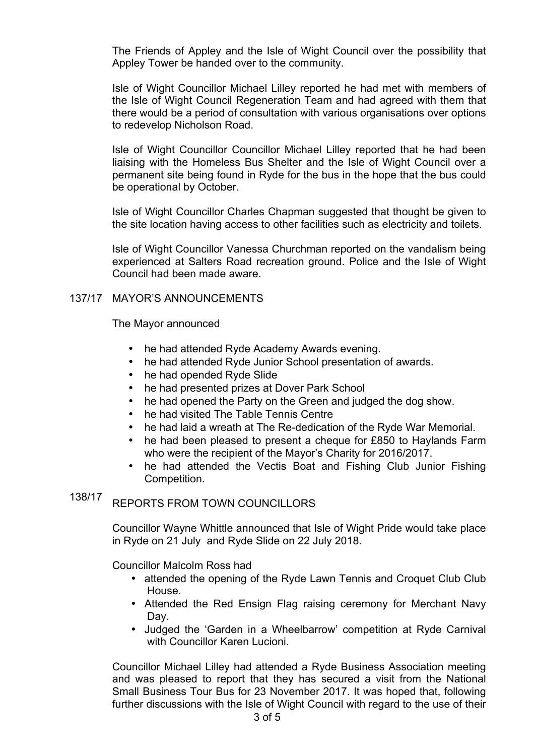The Friends of Appley and the Isle of Wight Council over the possibility that Appley Tower be handed over to the community.

Isle of Wight Councillor Michael Lilley reported he had met with members of the Isle of Wight Council Regeneration Team and had agreed with them that there would be a period of consultation with various organisations over options to redevelop Nicholson Road.

Isle of Wight Councillor Councillor Michael Lilley reported that he had been liaising with the Homeless Bus Shelter and the Isle of Wight Council over a permanent site being found in Ryde for the bus in the hope that the bus could be operational by October.

Isle of Wight Councillor Charles Chapman suggested that thought be given to the site location having access to other facilities such as electricity and toilets.

Isle of Wight Councillor Vanessa Churchman reported on the vandalism being experienced at Salters Road recreation ground. Police and the Isle of Wight Council had been made aware.

## 137/17 MAYOR'S ANNOUNCEMENTS

The Mayor announced

- he had attended Ryde Academy Awards evening.
- he had attended Ryde Junior School presentation of awards.
- he had opended Ryde Slide
- he had presented prizes at Dover Park School
- he had opened the Party on the Green and judged the dog show.
- he had visited The Table Tennis Centre
- he had laid a wreath at The Re-dedication of the Ryde War Memorial.
- he had been pleased to present a cheque for £850 to Haylands Farm who were the recipient of the Mayor's Charity for 2016/2017.
- he had attended the Vectis Boat and Fishing Club Junior Fishing Competition.

## 138/17 REPORTS FROM TOWN COUNCILLORS

Councillor Wayne Whittle announced that Isle of Wight Pride would take place in Ryde on 21 July and Ryde Slide on 22 July 2018.

Councillor Malcolm Ross had

- attended the opening of the Ryde Lawn Tennis and Croquet Club Club House.
- Attended the Red Ensign Flag raising ceremony for Merchant Navy Day.
- Judged the 'Garden in a Wheelbarrow' competition at Ryde Carnival with Councillor Karen Lucioni.

Councillor Michael Lilley had attended a Ryde Business Association meeting and was pleased to report that they has secured a visit from the National Small Business Tour Bus for 23 November 2017. It was hoped that, following further discussions with the Isle of Wight Council with regard to the use of their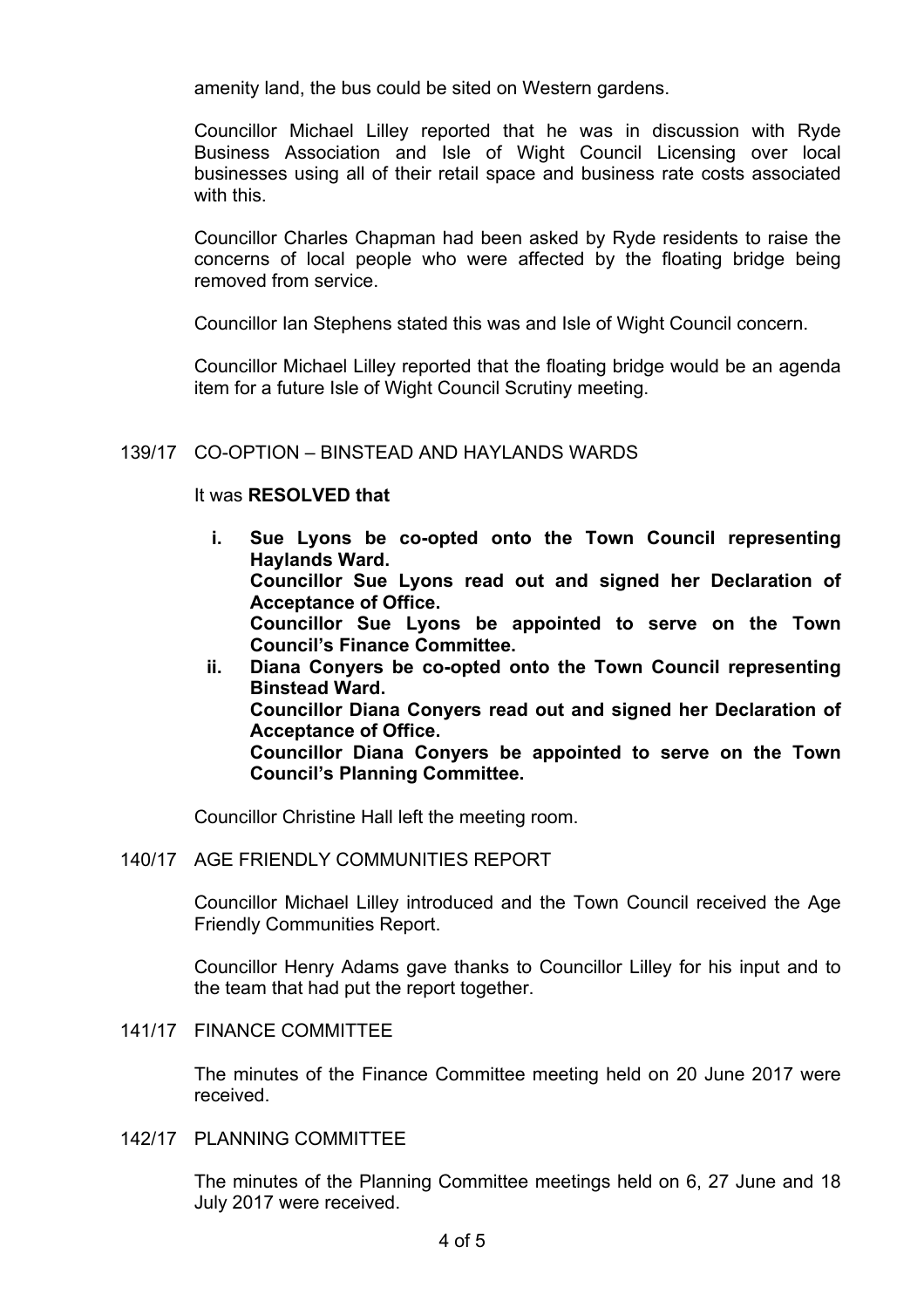amenity land, the bus could be sited on Western gardens.

Councillor Michael Lilley reported that he was in discussion with Ryde Business Association and Isle of Wight Council Licensing over local businesses using all of their retail space and business rate costs associated with this.

Councillor Charles Chapman had been asked by Ryde residents to raise the concerns of local people who were affected by the floating bridge being removed from service.

Councillor Ian Stephens stated this was and Isle of Wight Council concern.

Councillor Michael Lilley reported that the floating bridge would be an agenda item for a future Isle of Wight Council Scrutiny meeting.

## 139/17 CO-OPTION – BINSTEAD AND HAYLANDS WARDS

It was **RESOLVED that**

i. **Sue Lyons be co-opted onto the Town Council representing Haylands Ward.**
   **Councillor Sue Lyons read out and signed her Declaration of Acceptance of Office.**
   **Councillor Sue Lyons be appointed to serve on the Town Council's Finance Committee.**

ii. **Diana Conyers be co-opted onto the Town Council representing Binstead Ward.**
   **Councillor Diana Conyers read out and signed her Declaration of Acceptance of Office.**
   **Councillor Diana Conyers be appointed to serve on the Town Council's Planning Committee.**

Councillor Christine Hall left the meeting room.

## 140/17 AGE FRIENDLY COMMUNITIES REPORT

Councillor Michael Lilley introduced and the Town Council received the Age Friendly Communities Report.

Councillor Henry Adams gave thanks to Councillor Lilley for his input and to the team that had put the report together.

## 141/17 FINANCE COMMITTEE

The minutes of the Finance Committee meeting held on 20 June 2017 were received.

## 142/17 PLANNING COMMITTEE

The minutes of the Planning Committee meetings held on 6, 27 June and 18 July 2017 were received.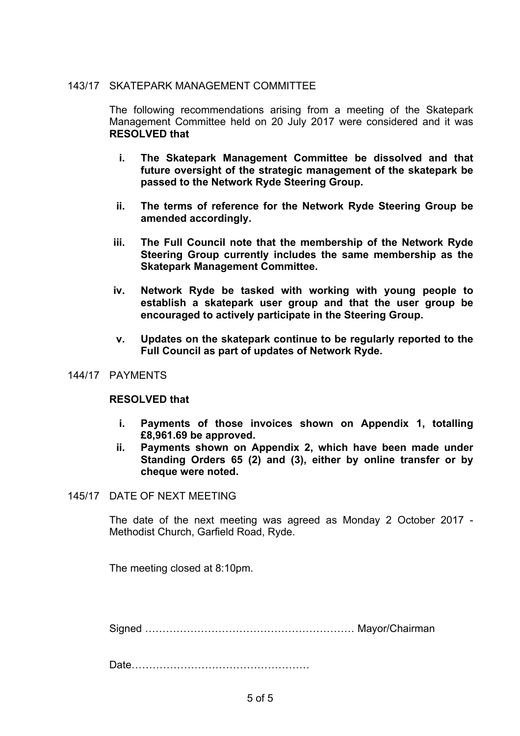143/17 SKATEPARK MANAGEMENT COMMITTEE

The following recommendations arising from a meeting of the Skatepark Management Committee held on 20 July 2017 were considered and it was **RESOLVED that**

i. **The Skatepark Management Committee be dissolved and that future oversight of the strategic management of the skatepark be passed to the Network Ryde Steering Group.**

ii. **The terms of reference for the Network Ryde Steering Group be amended accordingly.**

iii. **The Full Council note that the membership of the Network Ryde Steering Group currently includes the same membership as the Skatepark Management Committee.**

iv. **Network Ryde be tasked with working with young people to establish a skatepark user group and that the user group be encouraged to actively participate in the Steering Group.**

v. **Updates on the skatepark continue to be regularly reported to the Full Council as part of updates of Network Ryde.**

144/17 PAYMENTS

**RESOLVED that**

i. **Payments of those invoices shown on Appendix 1, totalling £8,961.69 be approved.**
ii. **Payments shown on Appendix 2, which have been made under Standing Orders 65 (2) and (3), either by online transfer or by cheque were noted.**

145/17 DATE OF NEXT MEETING

The date of the next meeting was agreed as Monday 2 October 2017 - Methodist Church, Garfield Road, Ryde.

The meeting closed at 8:10pm.

Signed …………………………………………………… Mayor/Chairman

Date……………………………………………